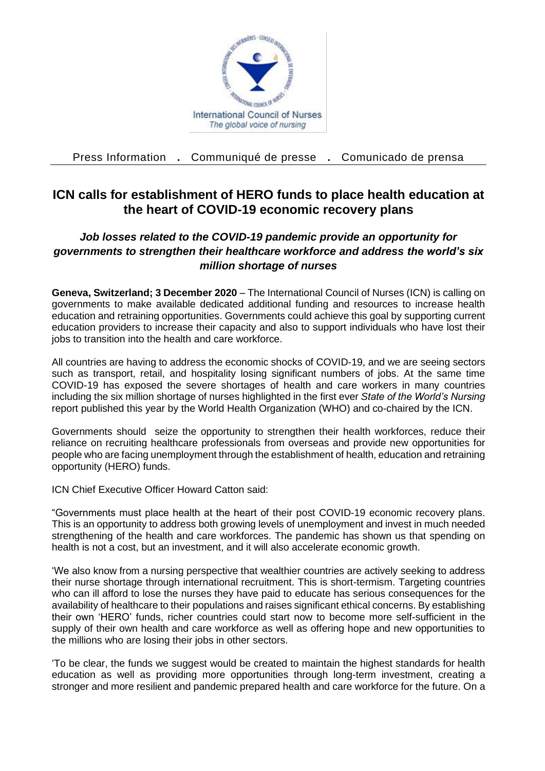International Council of Nurses
*The global voice of nursing*

Press Information . Communiqué de presse . Comunicado de prensa

# ICN calls for establishment of HERO funds to place health education at the heart of COVID-19 economic recovery plans

## *Job losses related to the COVID-19 pandemic provide an opportunity for governments to strengthen their healthcare workforce and address the world's six million shortage of nurses*

**Geneva, Switzerland; 3 December 2020** – The International Council of Nurses (ICN) is calling on governments to make available dedicated additional funding and resources to increase health education and retraining opportunities. Governments could achieve this goal by supporting current education providers to increase their capacity and also to support individuals who have lost their jobs to transition into the health and care workforce.

All countries are having to address the economic shocks of COVID-19, and we are seeing sectors such as transport, retail, and hospitality losing significant numbers of jobs. At the same time COVID-19 has exposed the severe shortages of health and care workers in many countries including the six million shortage of nurses highlighted in the first ever *State of the World's Nursing* report published this year by the World Health Organization (WHO) and co-chaired by the ICN.

Governments should seize the opportunity to strengthen their health workforces, reduce their reliance on recruiting healthcare professionals from overseas and provide new opportunities for people who are facing unemployment through the establishment of health, education and retraining opportunity (HERO) funds.

ICN Chief Executive Officer Howard Catton said:

"Governments must place health at the heart of their post COVID-19 economic recovery plans. This is an opportunity to address both growing levels of unemployment and invest in much needed strengthening of the health and care workforces. The pandemic has shown us that spending on health is not a cost, but an investment, and it will also accelerate economic growth.

'We also know from a nursing perspective that wealthier countries are actively seeking to address their nurse shortage through international recruitment. This is short-termism. Targeting countries who can ill afford to lose the nurses they have paid to educate has serious consequences for the availability of healthcare to their populations and raises significant ethical concerns. By establishing their own 'HERO' funds, richer countries could start now to become more self-sufficient in the supply of their own health and care workforce as well as offering hope and new opportunities to the millions who are losing their jobs in other sectors.

'To be clear, the funds we suggest would be created to maintain the highest standards for health education as well as providing more opportunities through long-term investment, creating a stronger and more resilient and pandemic prepared health and care workforce for the future. On a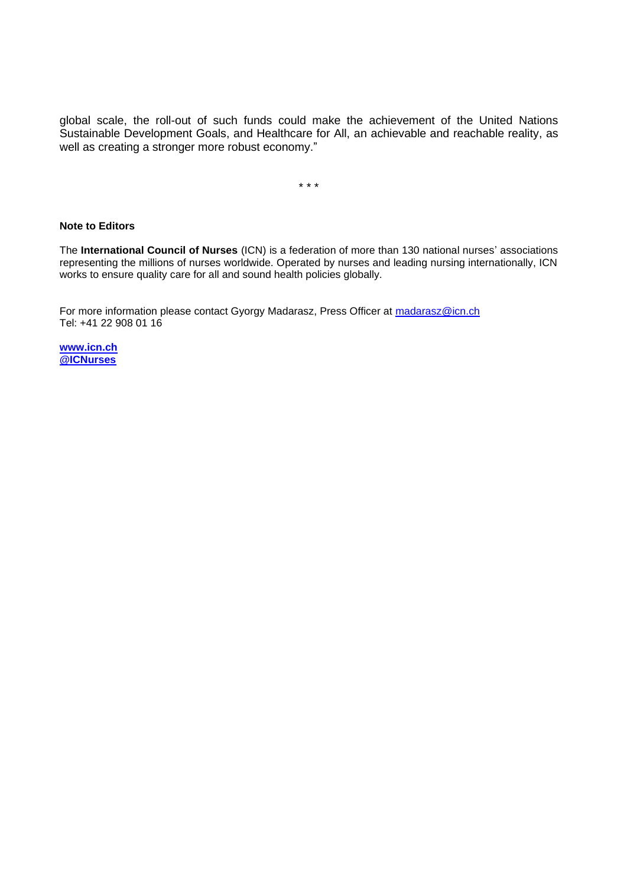global scale, the roll-out of such funds could make the achievement of the United Nations Sustainable Development Goals, and Healthcare for All, an achievable and reachable reality, as well as creating a stronger more robust economy."

* * *

**Note to Editors**

The **International Council of Nurses** (ICN) is a federation of more than 130 national nurses' associations representing the millions of nurses worldwide. Operated by nurses and leading nursing internationally, ICN works to ensure quality care for all and sound health policies globally.

For more information please contact Gyorgy Madarasz, Press Officer at madarasz@icn.ch
Tel: +41 22 908 01 16

**www.icn.ch**
**@ICNurses**